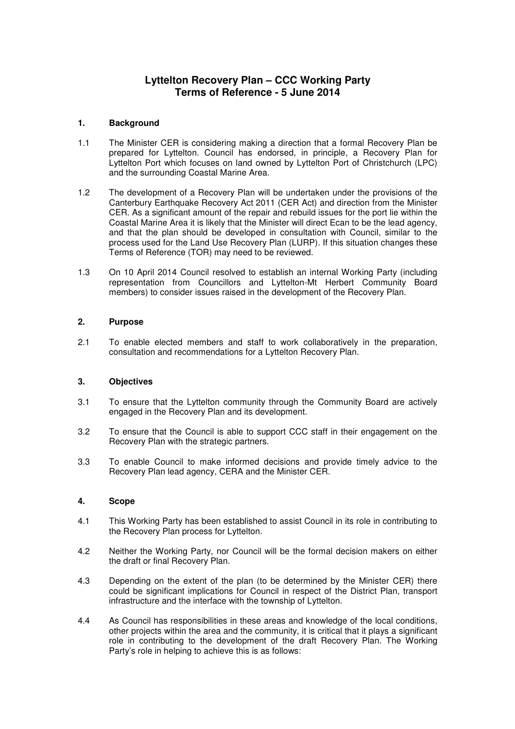# Lyttelton Recovery Plan – CCC Working Party
# Terms of Reference - 5 June 2014

## 1. Background

1.1 The Minister CER is considering making a direction that a formal Recovery Plan be prepared for Lyttelton. Council has endorsed, in principle, a Recovery Plan for Lyttelton Port which focuses on land owned by Lyttelton Port of Christchurch (LPC) and the surrounding Coastal Marine Area.

1.2 The development of a Recovery Plan will be undertaken under the provisions of the Canterbury Earthquake Recovery Act 2011 (CER Act) and direction from the Minister CER. As a significant amount of the repair and rebuild issues for the port lie within the Coastal Marine Area it is likely that the Minister will direct Ecan to be the lead agency, and that the plan should be developed in consultation with Council, similar to the process used for the Land Use Recovery Plan (LURP). If this situation changes these Terms of Reference (TOR) may need to be reviewed.

1.3 On 10 April 2014 Council resolved to establish an internal Working Party (including representation from Councillors and Lyttelton-Mt Herbert Community Board members) to consider issues raised in the development of the Recovery Plan.

## 2. Purpose

2.1 To enable elected members and staff to work collaboratively in the preparation, consultation and recommendations for a Lyttelton Recovery Plan.

## 3. Objectives

3.1 To ensure that the Lyttelton community through the Community Board are actively engaged in the Recovery Plan and its development.

3.2 To ensure that the Council is able to support CCC staff in their engagement on the Recovery Plan with the strategic partners.

3.3 To enable Council to make informed decisions and provide timely advice to the Recovery Plan lead agency, CERA and the Minister CER.

## 4. Scope

4.1 This Working Party has been established to assist Council in its role in contributing to the Recovery Plan process for Lyttelton.

4.2 Neither the Working Party, nor Council will be the formal decision makers on either the draft or final Recovery Plan.

4.3 Depending on the extent of the plan (to be determined by the Minister CER) there could be significant implications for Council in respect of the District Plan, transport infrastructure and the interface with the township of Lyttelton.

4.4 As Council has responsibilities in these areas and knowledge of the local conditions, other projects within the area and the community, it is critical that it plays a significant role in contributing to the development of the draft Recovery Plan. The Working Party's role in helping to achieve this is as follows: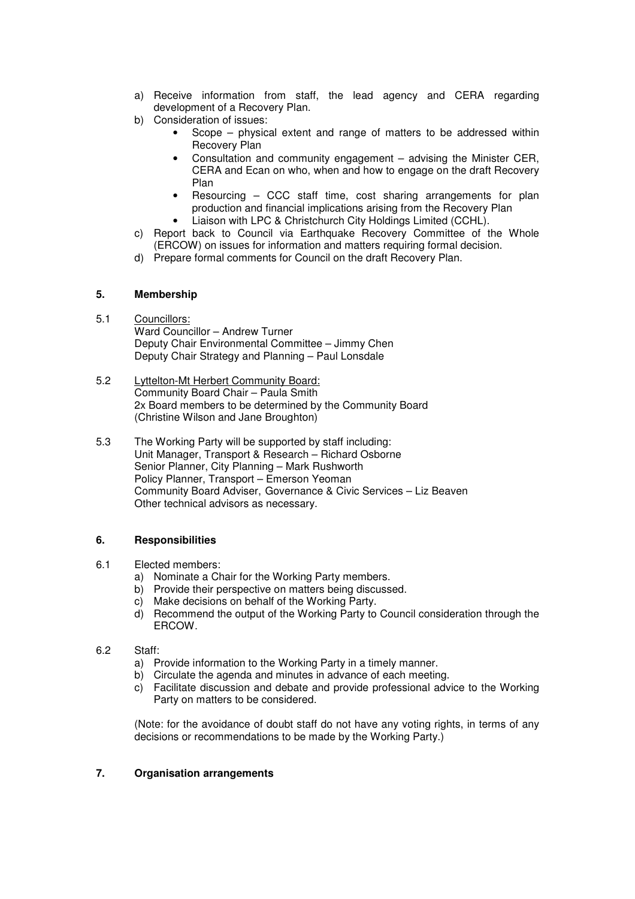a) Receive information from staff, the lead agency and CERA regarding development of a Recovery Plan.
b) Consideration of issues:
   - Scope – physical extent and range of matters to be addressed within Recovery Plan
   - Consultation and community engagement – advising the Minister CER, CERA and Ecan on who, when and how to engage on the draft Recovery Plan
   - Resourcing – CCC staff time, cost sharing arrangements for plan production and financial implications arising from the Recovery Plan
   - Liaison with LPC & Christchurch City Holdings Limited (CCHL).
c) Report back to Council via Earthquake Recovery Committee of the Whole (ERCOW) on issues for information and matters requiring formal decision.
d) Prepare formal comments for Council on the draft Recovery Plan.

## 5. Membership

5.1 Councillors:
Ward Councillor – Andrew Turner
Deputy Chair Environmental Committee – Jimmy Chen
Deputy Chair Strategy and Planning – Paul Lonsdale

5.2 Lyttelton-Mt Herbert Community Board:
Community Board Chair – Paula Smith
2x Board members to be determined by the Community Board
(Christine Wilson and Jane Broughton)

5.3 The Working Party will be supported by staff including:
Unit Manager, Transport & Research – Richard Osborne
Senior Planner, City Planning – Mark Rushworth
Policy Planner, Transport – Emerson Yeoman
Community Board Adviser, Governance & Civic Services – Liz Beaven
Other technical advisors as necessary.

## 6. Responsibilities

6.1 Elected members:
a) Nominate a Chair for the Working Party members.
b) Provide their perspective on matters being discussed.
c) Make decisions on behalf of the Working Party.
d) Recommend the output of the Working Party to Council consideration through the ERCOW.

6.2 Staff:
a) Provide information to the Working Party in a timely manner.
b) Circulate the agenda and minutes in advance of each meeting.
c) Facilitate discussion and debate and provide professional advice to the Working Party on matters to be considered.

(Note: for the avoidance of doubt staff do not have any voting rights, in terms of any decisions or recommendations to be made by the Working Party.)

## 7. Organisation arrangements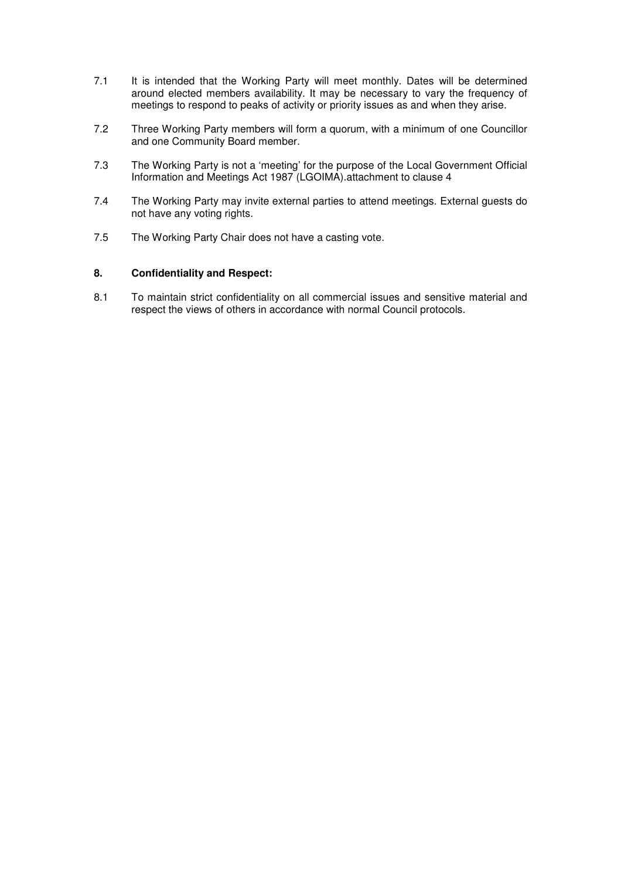7.1 It is intended that the Working Party will meet monthly. Dates will be determined around elected members availability. It may be necessary to vary the frequency of meetings to respond to peaks of activity or priority issues as and when they arise.

7.2 Three Working Party members will form a quorum, with a minimum of one Councillor and one Community Board member.

7.3 The Working Party is not a 'meeting' for the purpose of the Local Government Official Information and Meetings Act 1987 (LGOIMA).attachment to clause 4

7.4 The Working Party may invite external parties to attend meetings. External guests do not have any voting rights.

7.5 The Working Party Chair does not have a casting vote.

**8. Confidentiality and Respect:**

8.1 To maintain strict confidentiality on all commercial issues and sensitive material and respect the views of others in accordance with normal Council protocols.